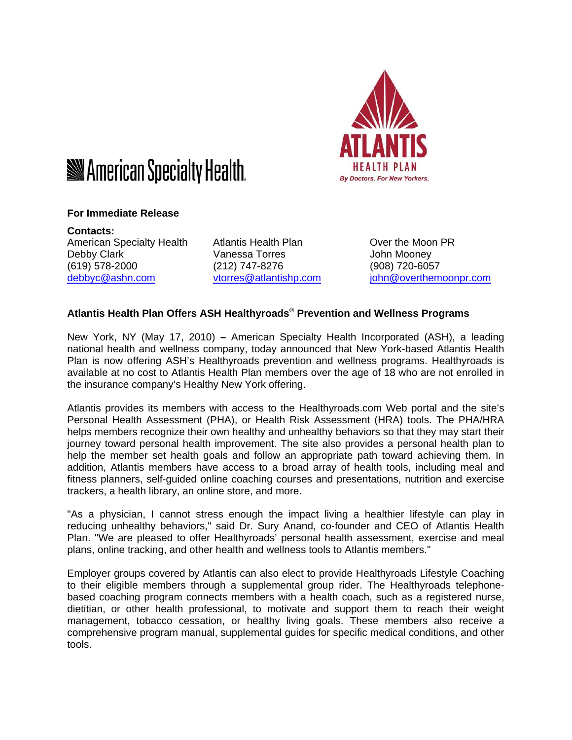American Specialty Health

ATLANTIS HEALTH PLAN
*By Doctors. For New Yorkers.*

**For Immediate Release**

**Contacts:**

| American Specialty Health | Atlantis Health Plan | Over the Moon PR |
| --- | --- | --- |
| Debby Clark | Vanessa Torres | John Mooney |
| (619) 578-2000 | (212) 747-8276 | (908) 720-6057 |
| debbyc@ashn.com | vtorres@atlantishp.com | john@overthemoonpr.com |

**Atlantis Health Plan Offers ASH Healthyroads® Prevention and Wellness Programs**

New York, NY (May 17, 2010) **–** American Specialty Health Incorporated (ASH), a leading national health and wellness company, today announced that New York-based Atlantis Health Plan is now offering ASH's Healthyroads prevention and wellness programs. Healthyroads is available at no cost to Atlantis Health Plan members over the age of 18 who are not enrolled in the insurance company's Healthy New York offering.

Atlantis provides its members with access to the Healthyroads.com Web portal and the site's Personal Health Assessment (PHA), or Health Risk Assessment (HRA) tools. The PHA/HRA helps members recognize their own healthy and unhealthy behaviors so that they may start their journey toward personal health improvement. The site also provides a personal health plan to help the member set health goals and follow an appropriate path toward achieving them. In addition, Atlantis members have access to a broad array of health tools, including meal and fitness planners, self-guided online coaching courses and presentations, nutrition and exercise trackers, a health library, an online store, and more.

"As a physician, I cannot stress enough the impact living a healthier lifestyle can play in reducing unhealthy behaviors," said Dr. Sury Anand, co-founder and CEO of Atlantis Health Plan. "We are pleased to offer Healthyroads' personal health assessment, exercise and meal plans, online tracking, and other health and wellness tools to Atlantis members."

Employer groups covered by Atlantis can also elect to provide Healthyroads Lifestyle Coaching to their eligible members through a supplemental group rider. The Healthyroads telephone-based coaching program connects members with a health coach, such as a registered nurse, dietitian, or other health professional, to motivate and support them to reach their weight management, tobacco cessation, or healthy living goals. These members also receive a comprehensive program manual, supplemental guides for specific medical conditions, and other tools.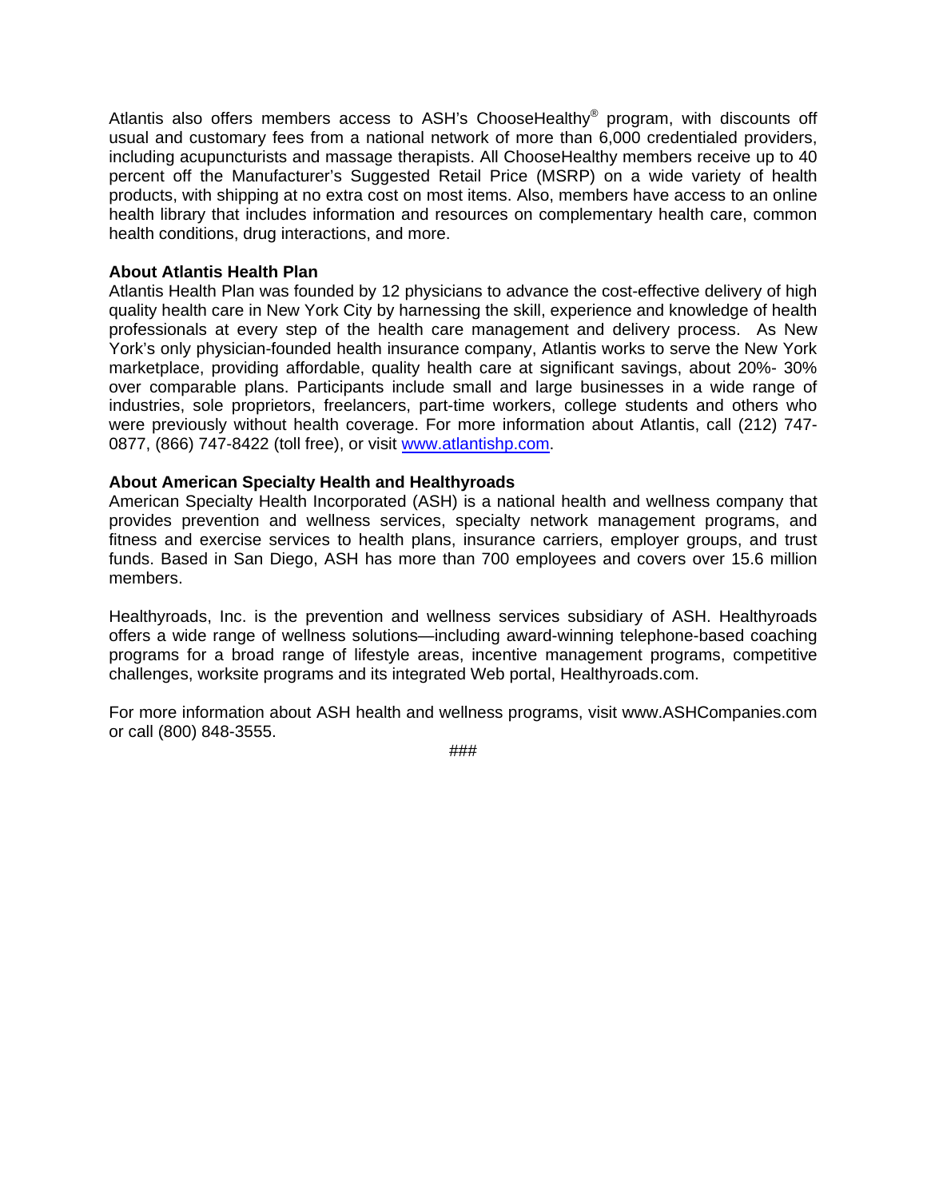Atlantis also offers members access to ASH's ChooseHealthy® program, with discounts off usual and customary fees from a national network of more than 6,000 credentialed providers, including acupuncturists and massage therapists. All ChooseHealthy members receive up to 40 percent off the Manufacturer's Suggested Retail Price (MSRP) on a wide variety of health products, with shipping at no extra cost on most items. Also, members have access to an online health library that includes information and resources on complementary health care, common health conditions, drug interactions, and more.

**About Atlantis Health Plan**

Atlantis Health Plan was founded by 12 physicians to advance the cost-effective delivery of high quality health care in New York City by harnessing the skill, experience and knowledge of health professionals at every step of the health care management and delivery process. As New York's only physician-founded health insurance company, Atlantis works to serve the New York marketplace, providing affordable, quality health care at significant savings, about 20%- 30% over comparable plans. Participants include small and large businesses in a wide range of industries, sole proprietors, freelancers, part-time workers, college students and others who were previously without health coverage. For more information about Atlantis, call (212) 747-0877, (866) 747-8422 (toll free), or visit [www.atlantishp.com](http://www.atlantishp.com).

**About American Specialty Health and Healthyroads**

American Specialty Health Incorporated (ASH) is a national health and wellness company that provides prevention and wellness services, specialty network management programs, and fitness and exercise services to health plans, insurance carriers, employer groups, and trust funds. Based in San Diego, ASH has more than 700 employees and covers over 15.6 million members.

Healthyroads, Inc. is the prevention and wellness services subsidiary of ASH. Healthyroads offers a wide range of wellness solutions—including award-winning telephone-based coaching programs for a broad range of lifestyle areas, incentive management programs, competitive challenges, worksite programs and its integrated Web portal, Healthyroads.com.

For more information about ASH health and wellness programs, visit www.ASHCompanies.com or call (800) 848-3555.

###